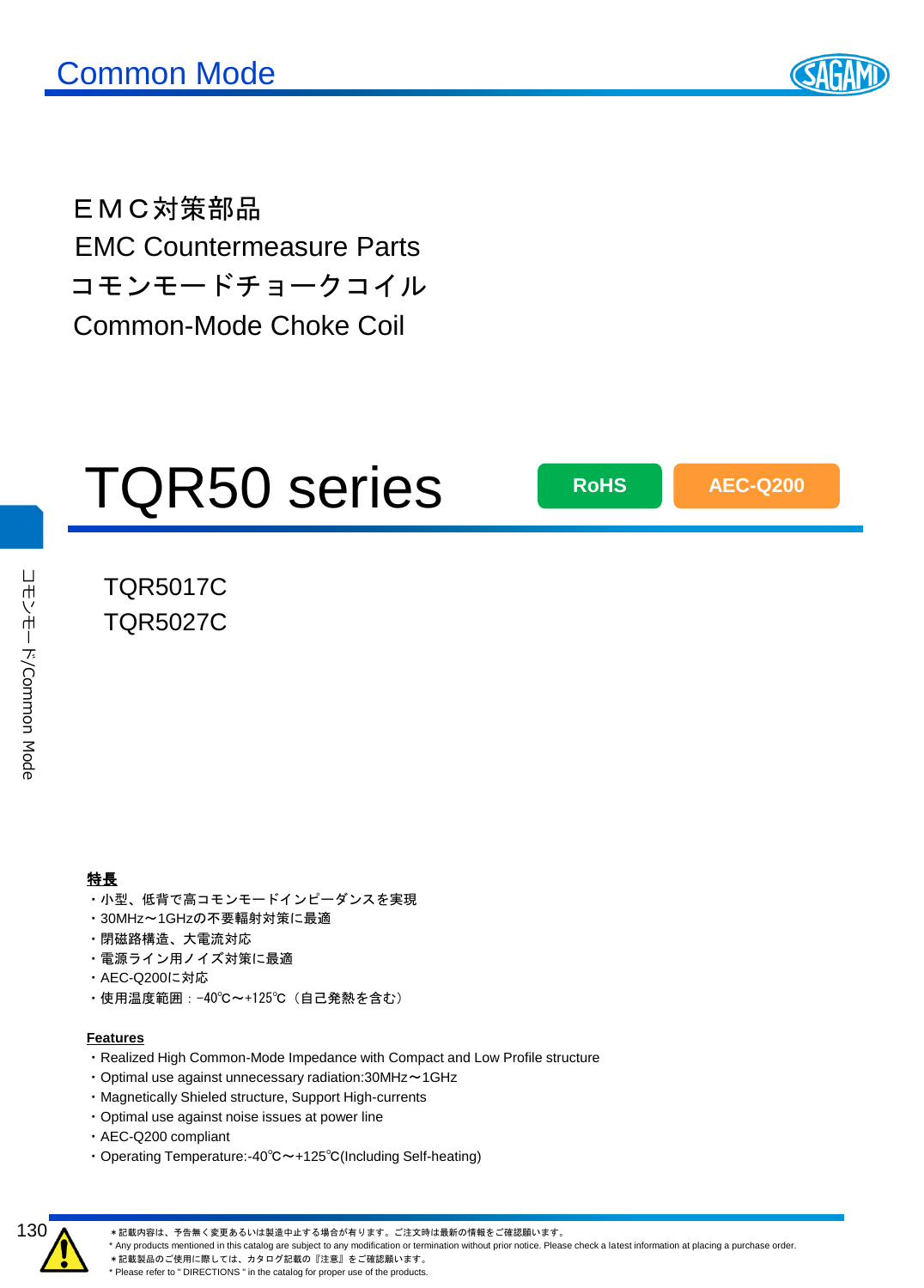ＥＭＣ対策部品

EMC Countermeasure Parts

コモンモードチョークコイル

Common-Mode Choke Coil

# TQR50 series

RoHS　AEC-Q200

TQR5017C

TQR5027C

**特長**

・小型、低背で高コモンモードインピーダンスを実現
・30MHz～1GHzの不要輻射対策に最適
・閉磁路構造、大電流対応
・電源ライン用ノイズ対策に最適
・AEC-Q200に対応
・使用温度範囲：-40℃～+125℃（自己発熱を含む）

**Features**

・Realized High Common-Mode Impedance with Compact and Low Profile structure
・Optimal use against unnecessary radiation:30MHz～1GHz
・Magnetically Shielded structure, Support High-currents
・Optimal use against noise issues at power line
・AEC-Q200 compliant
・Operating Temperature:-40℃～+125℃(Including Self-heating)

＊記載内容は、予告無く変更あるいは製造中止する場合が有ります。ご注文時は最新の情報をご確認願います。
* Any products mentioned in this catalog are subject to any modification or termination without prior notice. Please check a latest information at placing a purchase order.
＊記載製品のご使用に際しては、カタログ記載の『注意』をご確認願います。
* Please refer to " DIRECTIONS " in the catalog for proper use of the products.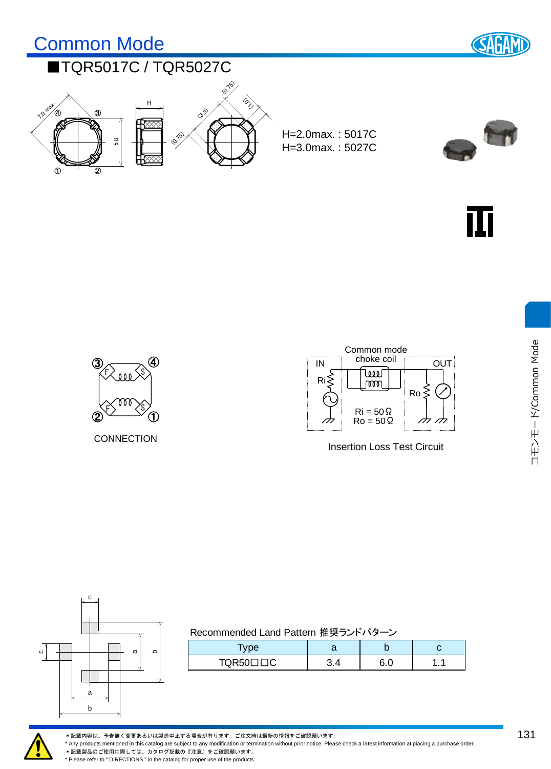# Common Mode

## ■TQR5017C / TQR5027C

H=2.0max. : 5017C
H=3.0max. : 5027C

CONNECTION

Common mode choke coil

IN

OUT

Ri = 50Ω
Ro = 50Ω

Insertion Loss Test Circuit

Recommended Land Pattern 推奨ランドパターン

| Type | a | b | c |
|---|---|---|---|
| TQR50□□C | 3.4 | 6.0 | 1.1 |

＊記載内容は、予告無く変更あるいは製造中止する場合が有ります。ご注文時は最新の情報をご確認願います。
* Any products mentioned in this catalog are subject to any modification or termination without prior notice. Please check a latest information at placing a purchase order.
＊記載製品のご使用に際しては、カタログ記載の『注意』をご確認願います。
* Please refer to " DIRECTIONS " in the catalog for proper use of the products.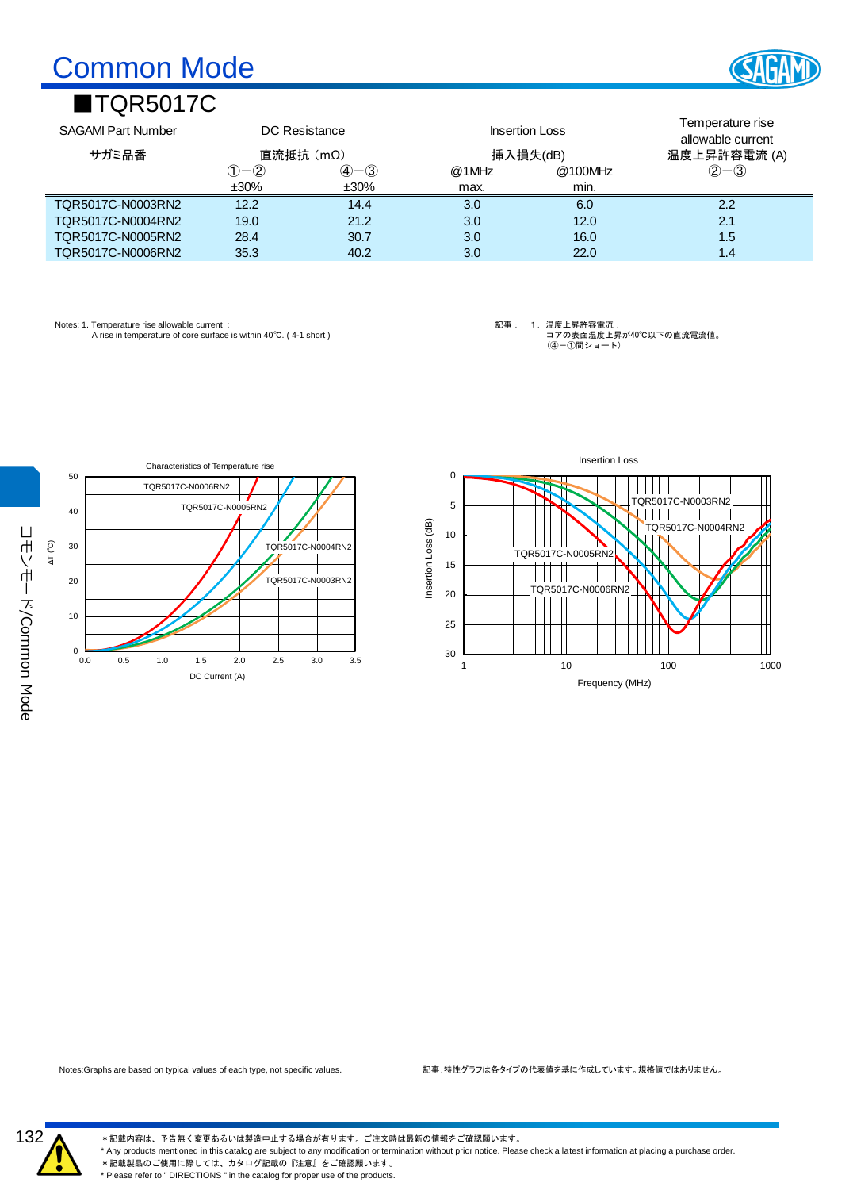# Common Mode

## ■TQR5017C

| SAGAMI Part Number | DC Resistance | | Insertion Loss | | Temperature rise allowable current |
|---|---|---|---|---|---|
| サガミ品番 | 直流抵抗（mΩ） | | 挿入損失(dB) | | 温度上昇許容電流 (A) |
| | ①−② | ④−③ | @1MHz | @100MHz | ②−③ |
| | ±30% | ±30% | max. | min. | |
| TQR5017C-N0003RN2 | 12.2 | 14.4 | 3.0 | 6.0 | 2.2 |
| TQR5017C-N0004RN2 | 19.0 | 21.2 | 3.0 | 12.0 | 2.1 |
| TQR5017C-N0005RN2 | 28.4 | 30.7 | 3.0 | 16.0 | 1.5 |
| TQR5017C-N0006RN2 | 35.3 | 40.2 | 3.0 | 22.0 | 1.4 |

Notes: 1. Temperature rise allowable current :
A rise in temperature of core surface is within 40℃. ( 4-1 short )

記事： 1．温度上昇許容電流：
コアの表面温度上昇が40℃以下の直流電流値。
（④−①間ショート）

Characteristics of Temperature rise

Insertion Loss

Notes:Graphs are based on typical values of each type, not specific values.

記事：特性グラフは各タイプの代表値を基に作成しています。規格値ではありません。

＊記載内容は、予告無く変更あるいは製造中止する場合が有ります。ご注文時は最新の情報をご確認願います。
* Any products mentioned in this catalog are subject to any modification or termination without prior notice. Please check a latest information at placing a purchase order.
＊記載製品のご使用に際しては、カタログ記載の『注意』をご確認願います。
* Please refer to " DIRECTIONS " in the catalog for proper use of the products.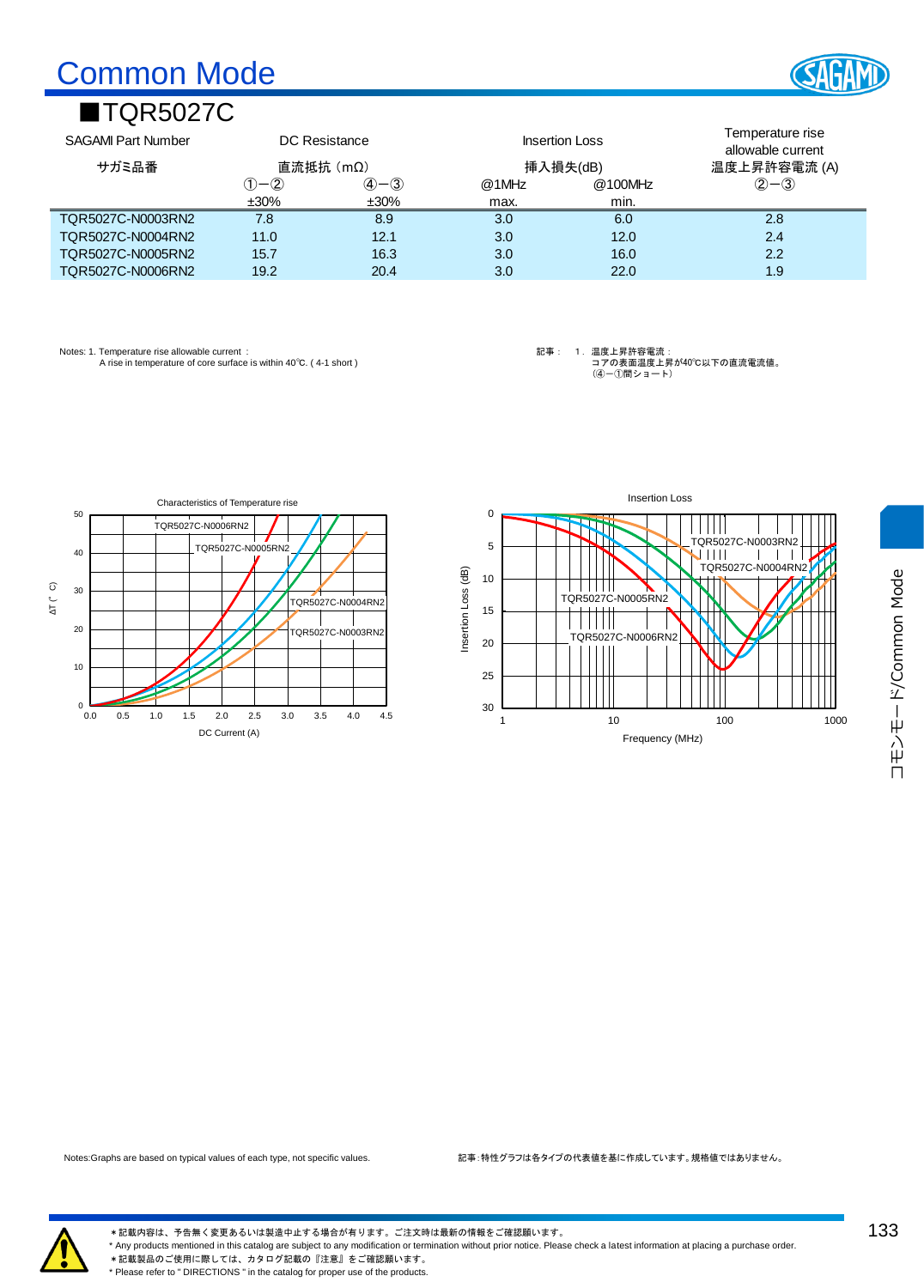# Common Mode

## ■TQR5027C

| SAGAMI Part Number サガミ品番 | DC Resistance 直流抵抗（mΩ） | | Insertion Loss 挿入損失(dB) | | Temperature rise allowable current 温度上昇許容電流 (A) |
|---|---|---|---|---|---|
| | ①−② | ④−③ | @1MHz | @100MHz | ②−③ |
| | ±30% | ±30% | max. | min. | |
| TQR5027C-N0003RN2 | 7.8 | 8.9 | 3.0 | 6.0 | 2.8 |
| TQR5027C-N0004RN2 | 11.0 | 12.1 | 3.0 | 12.0 | 2.4 |
| TQR5027C-N0005RN2 | 15.7 | 16.3 | 3.0 | 16.0 | 2.2 |
| TQR5027C-N0006RN2 | 19.2 | 20.4 | 3.0 | 22.0 | 1.9 |

Notes: 1. Temperature rise allowable current :
A rise in temperature of core surface is within 40℃. ( 4-1 short )

記事： 1．温度上昇許容電流：
コアの表面温度上昇が40℃以下の直流電流値。
(④−①間ショート)

Notes:Graphs are based on typical values of each type, not specific values.

記事：特性グラフは各タイプの代表値を基に作成しています。規格値ではありません。

＊記載内容は、予告無く変更あるいは製造中止する場合が有ります。ご注文時は最新の情報をご確認願います。
* Any products mentioned in this catalog are subject to any modification or termination without prior notice. Please check a latest information at placing a purchase order.
＊記載製品のご使用に際しては、カタログ記載の『注意』をご確認願います。
* Please refer to " DIRECTIONS " in the catalog for proper use of the products.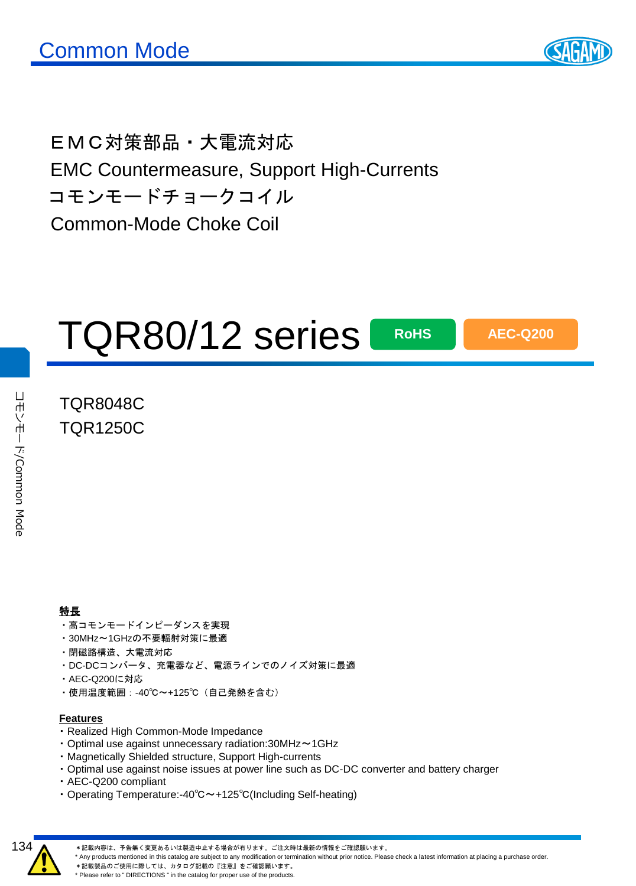ＥＭＣ対策部品・大電流対応

EMC Countermeasure, Support High-Currents

コモンモードチョークコイル

Common-Mode Choke Coil

# TQR80/12 series

RoHS　AEC-Q200

TQR8048C

TQR1250C

**特長**

・高コモンモードインピーダンスを実現
・30MHz～1GHzの不要輻射対策に最適
・閉磁路構造、大電流対応
・DC-DCコンバータ、充電器など、電源ラインでのノイズ対策に最適
・AEC-Q200に対応
・使用温度範囲：-40℃～+125℃（自己発熱を含む）

**Features**

・Realized High Common-Mode Impedance
・Optimal use against unnecessary radiation:30MHz～1GHz
・Magnetically Shielded structure, Support High-currents
・Optimal use against noise issues at power line such as DC-DC converter and battery charger
・AEC-Q200 compliant
・Operating Temperature:-40℃～+125℃(Including Self-heating)

＊記載内容は、予告無く変更あるいは製造中止する場合が有ります。ご注文時は最新の情報をご確認願います。
* Any products mentioned in this catalog are subject to any modification or termination without prior notice. Please check a latest information at placing a purchase order.
＊記載製品のご使用に際しては、カタログ記載の『注意』をご確認願います。
* Please refer to " DIRECTIONS " in the catalog for proper use of the products.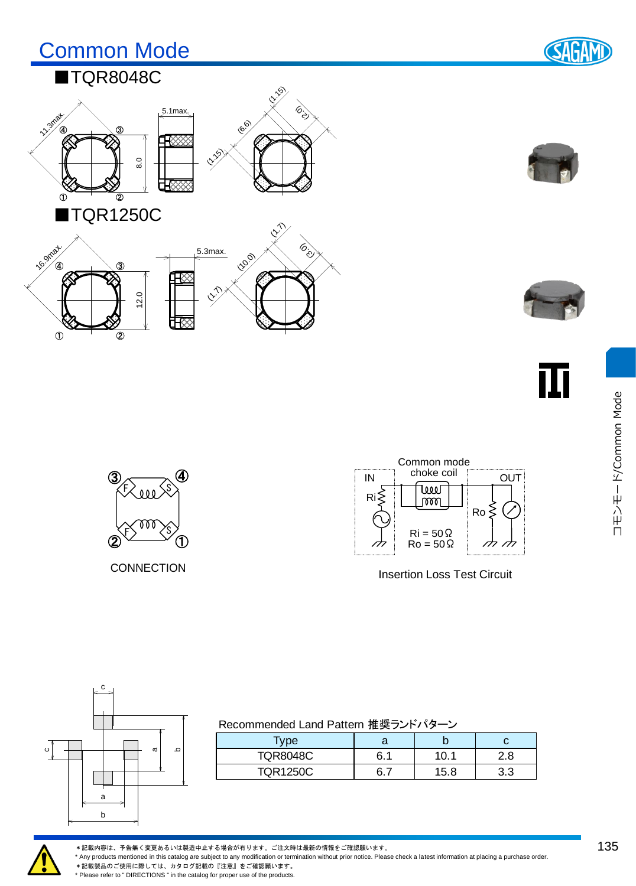# Common Mode

## ■TQR8048C

11.3max. ④ ③ ① ② 8.0 5.1max. (1.15) (2.0) (6.6) (1.15)

## ■TQR1250C

16.9max. ④ ③ ① ② 12.0 5.3max. (1.7) (3.0) (10.0) (1.7)

CONNECTION

Common mode choke coil

IN OUT Ri Ro

Ri = 50Ω
Ro = 50Ω

Insertion Loss Test Circuit

Recommended Land Pattern 推奨ランドパターン

| Type | a | b | c |
|---|---|---|---|
| TQR8048C | 6.1 | 10.1 | 2.8 |
| TQR1250C | 6.7 | 15.8 | 3.3 |

コモンモード/Common Mode

＊記載内容は、予告無く変更あるいは製造中止する場合が有ります。ご注文時は最新の情報をご確認願います。
* Any products mentioned in this catalog are subject to any modification or termination without prior notice. Please check a latest information at placing a purchase order.
＊記載製品のご使用に際しては、カタログ記載の『注意』をご確認願います。
* Please refer to " DIRECTIONS " in the catalog for proper use of the products.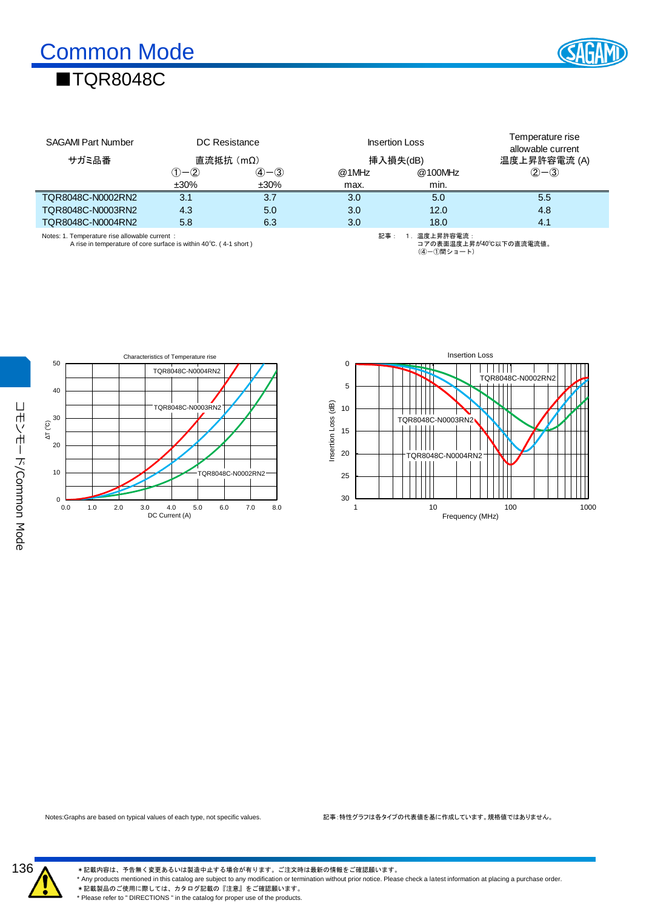# Common Mode

## ■TQR8048C

| SAGAMI Part Number サガミ品番 | DC Resistance 直流抵抗（mΩ） ①−② ±30% | ④−③ ±30% | Insertion Loss 挿入損失(dB) @1MHz max. | @100MHz min. | Temperature rise allowable current 温度上昇許容電流 (A) ②−③ |
|---|---|---|---|---|---|
| TQR8048C-N0002RN2 | 3.1 | 3.7 | 3.0 | 5.0 | 5.5 |
| TQR8048C-N0003RN2 | 4.3 | 5.0 | 3.0 | 12.0 | 4.8 |
| TQR8048C-N0004RN2 | 5.8 | 6.3 | 3.0 | 18.0 | 4.1 |

Notes: 1. Temperature rise allowable current：
A rise in temperature of core surface is within 40℃. ( 4-1 short )

記事： 1．温度上昇許容電流：
コアの表面温度上昇が40℃以下の直流電流値。
（④−①間ショート）

Characteristics of Temperature rise

Insertion Loss

Notes:Graphs are based on typical values of each type, not specific values.

記事：特性グラフは各タイプの代表値を基に作成しています。規格値ではありません。

コモンモード/Common Mode

＊記載内容は、予告無く変更あるいは製造中止する場合が有ります。ご注文時は最新の情報をご確認願います。
* Any products mentioned in this catalog are subject to any modification or termination without prior notice. Please check a latest information at placing a purchase order.
＊記載製品のご使用に際しては、カタログ記載の『注意』をご確認願います。
* Please refer to " DIRECTIONS " in the catalog for proper use of the products.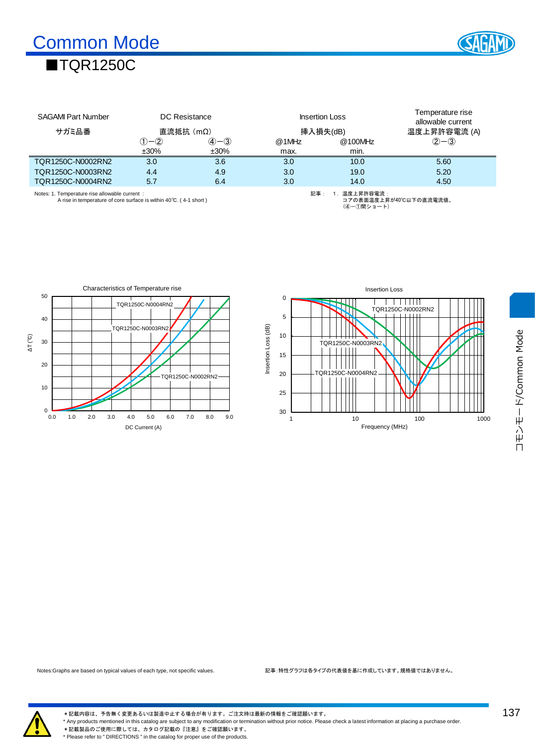# Common Mode

## ■TQR1250C

| SAGAMI Part Number<br>サガミ品番 | DC Resistance<br>直流抵抗（mΩ） | | Insertion Loss<br>挿入損失(dB) | | Temperature rise allowable current<br>温度上昇許容電流 (A) |
|---|---|---|---|---|---|
| | ①−②<br>±30% | ④−③<br>±30% | @1MHz<br>max. | @100MHz<br>min. | ②−③ |
| TQR1250C-N0002RN2 | 3.0 | 3.6 | 3.0 | 10.0 | 5.60 |
| TQR1250C-N0003RN2 | 4.4 | 4.9 | 3.0 | 19.0 | 5.20 |
| TQR1250C-N0004RN2 | 5.7 | 6.4 | 3.0 | 14.0 | 4.50 |

Notes: 1. Temperature rise allowable current：
A rise in temperature of core surface is within 40℃. ( 4-1 short )

記事： 1．温度上昇許容電流：
コアの表面温度上昇が40℃以下の直流電流値。
(④−①間ショート)

Characteristics of Temperature rise

Insertion Loss

Notes:Graphs are based on typical values of each type, not specific values.

記事：特性グラフは各タイプの代表値を基に作成しています。規格値ではありません。

＊記載内容は、予告無く変更あるいは製造中止する場合が有ります。ご注文時は最新の情報をご確認願います。
* Any products mentioned in this catalog are subject to any modification or termination without prior notice. Please check a latest information at placing a purchase order.
＊記載製品のご使用に際しては、カタログ記載の『注意』をご確認願います。
* Please refer to " DIRECTIONS " in the catalog for proper use of the products.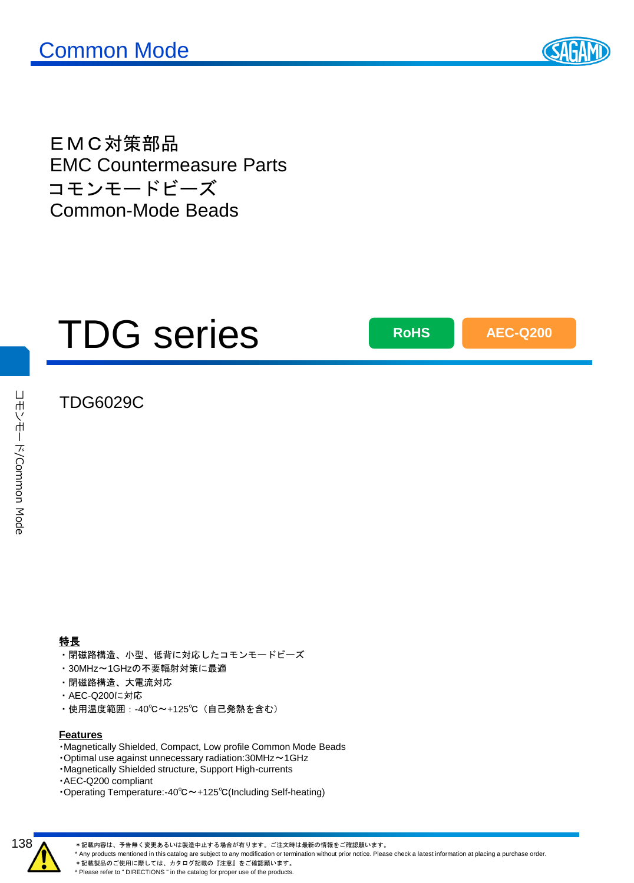ＥＭＣ対策部品
EMC Countermeasure Parts
コモンモードビーズ
Common-Mode Beads

# TDG series

RoHS　AEC-Q200

TDG6029C

**特長**

・閉磁路構造、小型、低背に対応したコモンモードビーズ
・30MHz～1GHzの不要輻射対策に最適
・閉磁路構造、大電流対応
・AEC-Q200に対応
・使用温度範囲：-40℃～+125℃（自己発熱を含む）

**Features**

・Magnetically Shielded, Compact, Low profile Common Mode Beads
・Optimal use against unnecessary radiation:30MHz～1GHz
・Magnetically Shielded structure, Support High-currents
・AEC-Q200 compliant
・Operating Temperature:-40℃～+125℃(Including Self-heating)

＊記載内容は、予告無く変更あるいは製造中止する場合が有ります。ご注文時は最新の情報をご確認願います。
* Any products mentioned in this catalog are subject to any modification or termination without prior notice. Please check a latest information at placing a purchase order.
＊記載製品のご使用に際しては、カタログ記載の『注意』をご確認願います。
* Please refer to " DIRECTIONS " in the catalog for proper use of the products.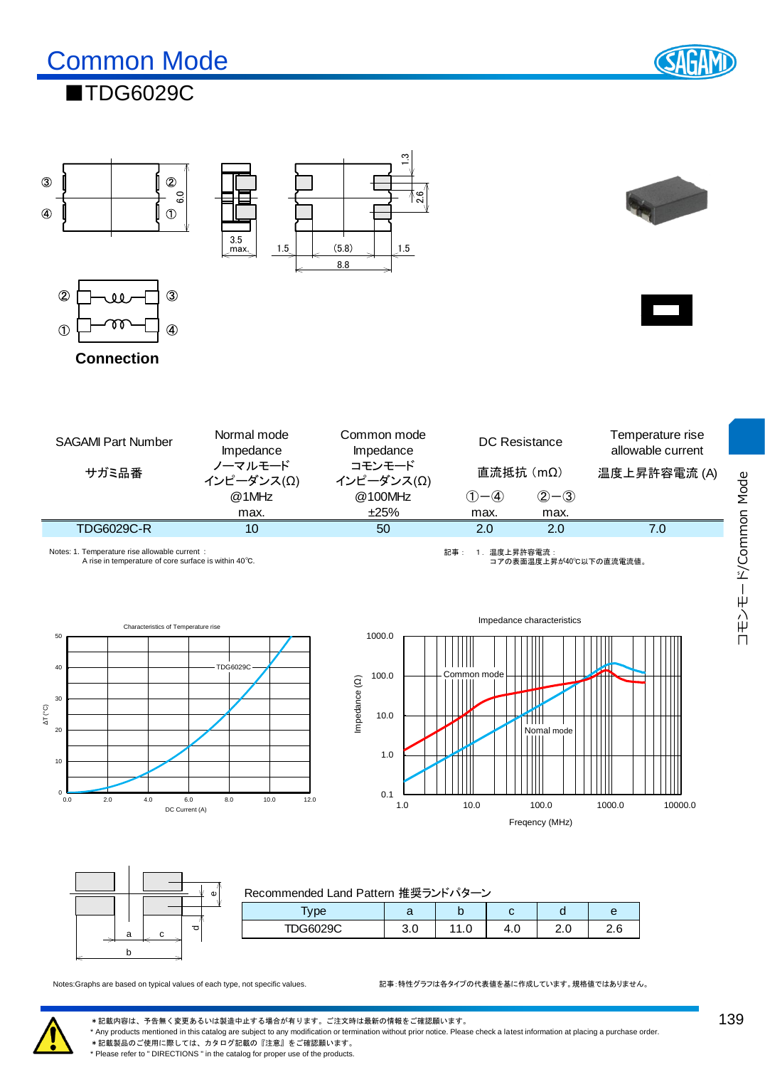# Common Mode

## ■TDG6029C

③ ② ④ ①
6.0
3.5 max.
1.3
2.6
1.5 (5.8) 1.5
8.8

② ③
① ④

**Connection**

| SAGAMI Part Number サガミ品番 | Normal mode Impedance ノーマルモード インピーダンス(Ω) @1MHz max. | Common mode Impedance コモンモード インピーダンス(Ω) @100MHz ±25% | DC Resistance 直流抵抗（mΩ） ①−④ max. | ②−③ max. | Temperature rise allowable current 温度上昇許容電流 (A) |
|---|---|---|---|---|---|
| TDG6029C-R | 10 | 50 | 2.0 | 2.0 | 7.0 |

Notes: 1. Temperature rise allowable current：
A rise in temperature of core surface is within 40℃.

記事： 1．温度上昇許容電流：
コアの表面温度上昇が40℃以下の直流電流値。

Characteristics of Temperature rise
ΔT (℃)
50
40
30
20
10
0
0.0 2.0 4.0 6.0 8.0 10.0 12.0
DC Current (A)
TDG6029C

Impedance characteristics
Impedance (Ω)
1000.0
100.0
10.0
1.0
0.1
1.0 10.0 100.0 1000.0 10000.0
Freqency (MHz)
Common mode
Nomal mode

e
d
a c
b

Recommended Land Pattern 推奨ランドパターン

| Type | a | b | c | d | e |
|---|---|---|---|---|---|
| TDG6029C | 3.0 | 11.0 | 4.0 | 2.0 | 2.6 |

Notes:Graphs are based on typical values of each type, not specific values.

記事：特性グラフは各タイプの代表値を基に作成しています。規格値ではありません。

＊記載内容は、予告無く変更あるいは製造中止する場合があります。ご注文時は最新の情報をご確認願います。
* Any products mentioned in this catalog are subject to any modification or termination without prior notice. Please check a latest information at placing a purchase order.
＊記載製品のご使用に際しては、カタログ記載の『注意』をご確認願います。
* Please refer to " DIRECTIONS " in the catalog for proper use of the products.